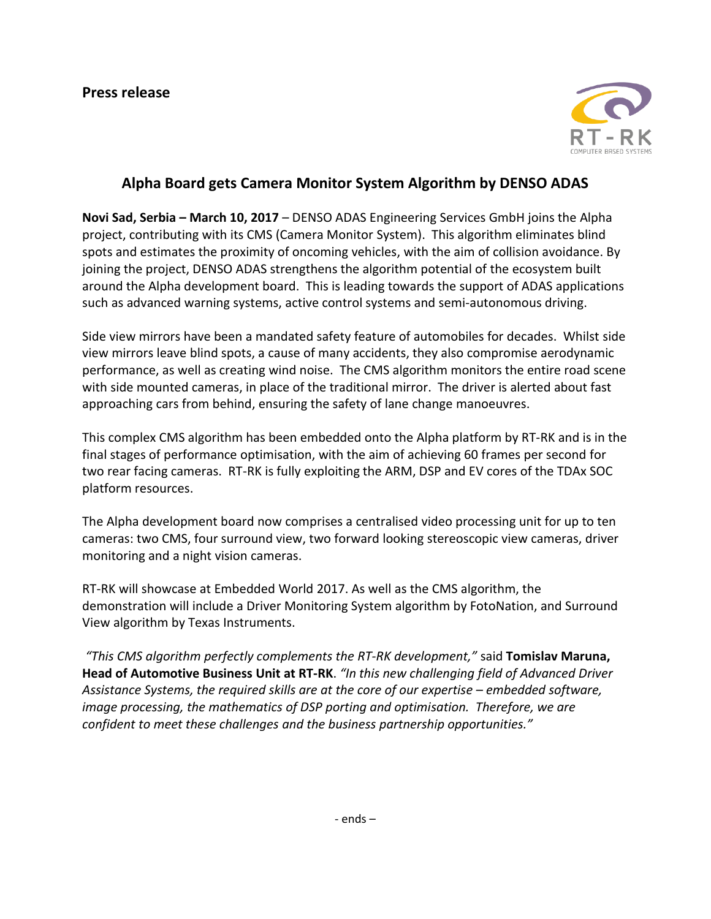**Press release**

## Alpha Board gets Camera Monitor System Algorithm by DENSO ADAS

**Novi Sad, Serbia – March 10, 2017** – DENSO ADAS Engineering Services GmbH joins the Alpha project, contributing with its CMS (Camera Monitor System). This algorithm eliminates blind spots and estimates the proximity of oncoming vehicles, with the aim of collision avoidance. By joining the project, DENSO ADAS strengthens the algorithm potential of the ecosystem built around the Alpha development board. This is leading towards the support of ADAS applications such as advanced warning systems, active control systems and semi-autonomous driving.

Side view mirrors have been a mandated safety feature of automobiles for decades. Whilst side view mirrors leave blind spots, a cause of many accidents, they also compromise aerodynamic performance, as well as creating wind noise. The CMS algorithm monitors the entire road scene with side mounted cameras, in place of the traditional mirror. The driver is alerted about fast approaching cars from behind, ensuring the safety of lane change manoeuvres.

This complex CMS algorithm has been embedded onto the Alpha platform by RT-RK and is in the final stages of performance optimisation, with the aim of achieving 60 frames per second for two rear facing cameras. RT-RK is fully exploiting the ARM, DSP and EV cores of the TDAx SOC platform resources.

The Alpha development board now comprises a centralised video processing unit for up to ten cameras: two CMS, four surround view, two forward looking stereoscopic view cameras, driver monitoring and a night vision cameras.

RT-RK will showcase at Embedded World 2017. As well as the CMS algorithm, the demonstration will include a Driver Monitoring System algorithm by FotoNation, and Surround View algorithm by Texas Instruments.

*"This CMS algorithm perfectly complements the RT-RK development,"* said **Tomislav Maruna, Head of Automotive Business Unit at RT-RK**. *"In this new challenging field of Advanced Driver Assistance Systems, the required skills are at the core of our expertise – embedded software, image processing, the mathematics of DSP porting and optimisation. Therefore, we are confident to meet these challenges and the business partnership opportunities."*

- ends –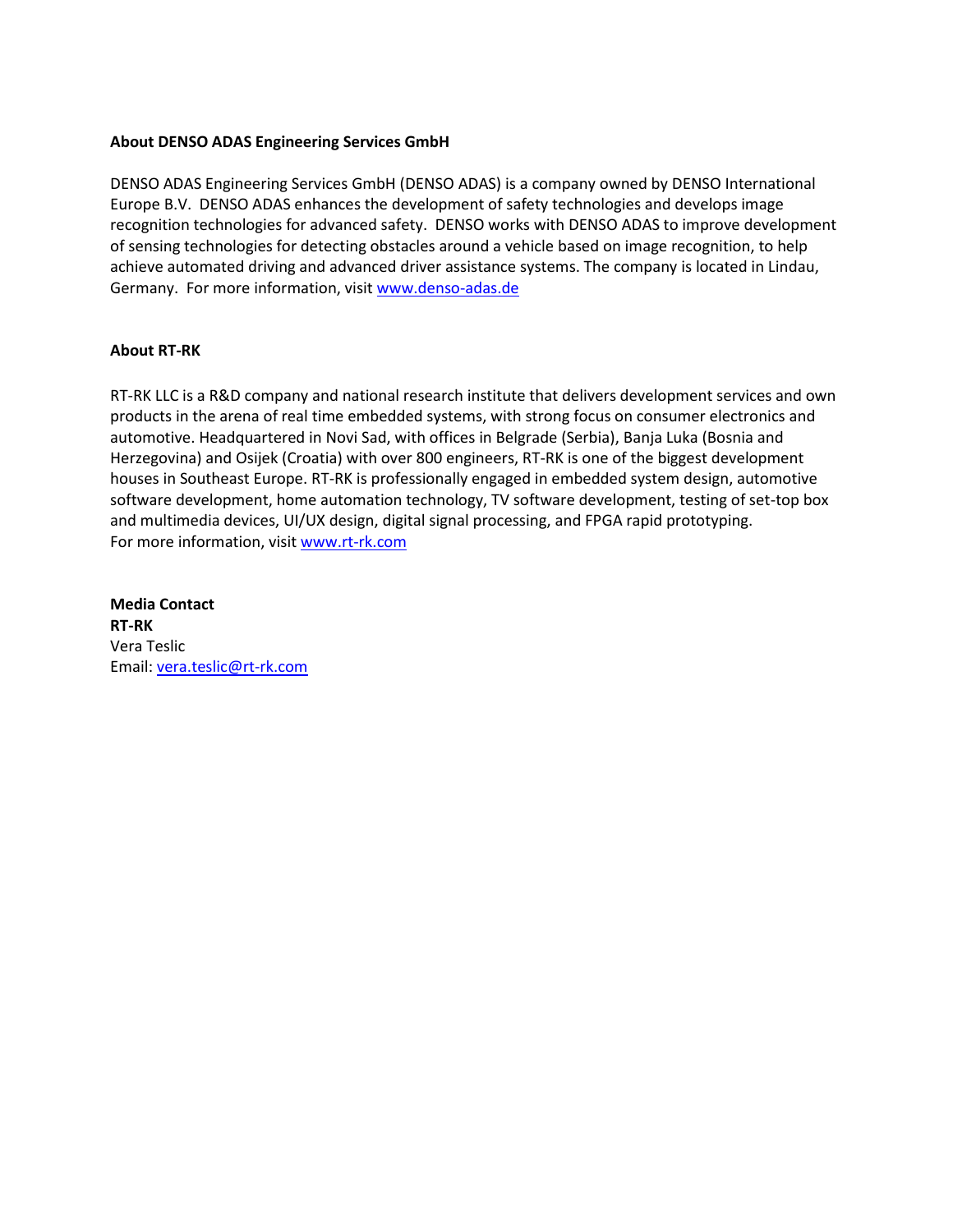**About DENSO ADAS Engineering Services GmbH**

DENSO ADAS Engineering Services GmbH (DENSO ADAS) is a company owned by DENSO International Europe B.V. DENSO ADAS enhances the development of safety technologies and develops image recognition technologies for advanced safety. DENSO works with DENSO ADAS to improve development of sensing technologies for detecting obstacles around a vehicle based on image recognition, to help achieve automated driving and advanced driver assistance systems. The company is located in Lindau, Germany. For more information, visit [www.denso-adas.de](http://www.denso-adas.de)

**About RT-RK**

RT-RK LLC is a R&D company and national research institute that delivers development services and own products in the arena of real time embedded systems, with strong focus on consumer electronics and automotive. Headquartered in Novi Sad, with offices in Belgrade (Serbia), Banja Luka (Bosnia and Herzegovina) and Osijek (Croatia) with over 800 engineers, RT-RK is one of the biggest development houses in Southeast Europe. RT-RK is professionally engaged in embedded system design, automotive software development, home automation technology, TV software development, testing of set-top box and multimedia devices, UI/UX design, digital signal processing, and FPGA rapid prototyping.
For more information, visit [www.rt-rk.com](http://www.rt-rk.com)

**Media Contact**
**RT-RK**
Vera Teslic
Email: [vera.teslic@rt-rk.com](mailto:vera.teslic@rt-rk.com)